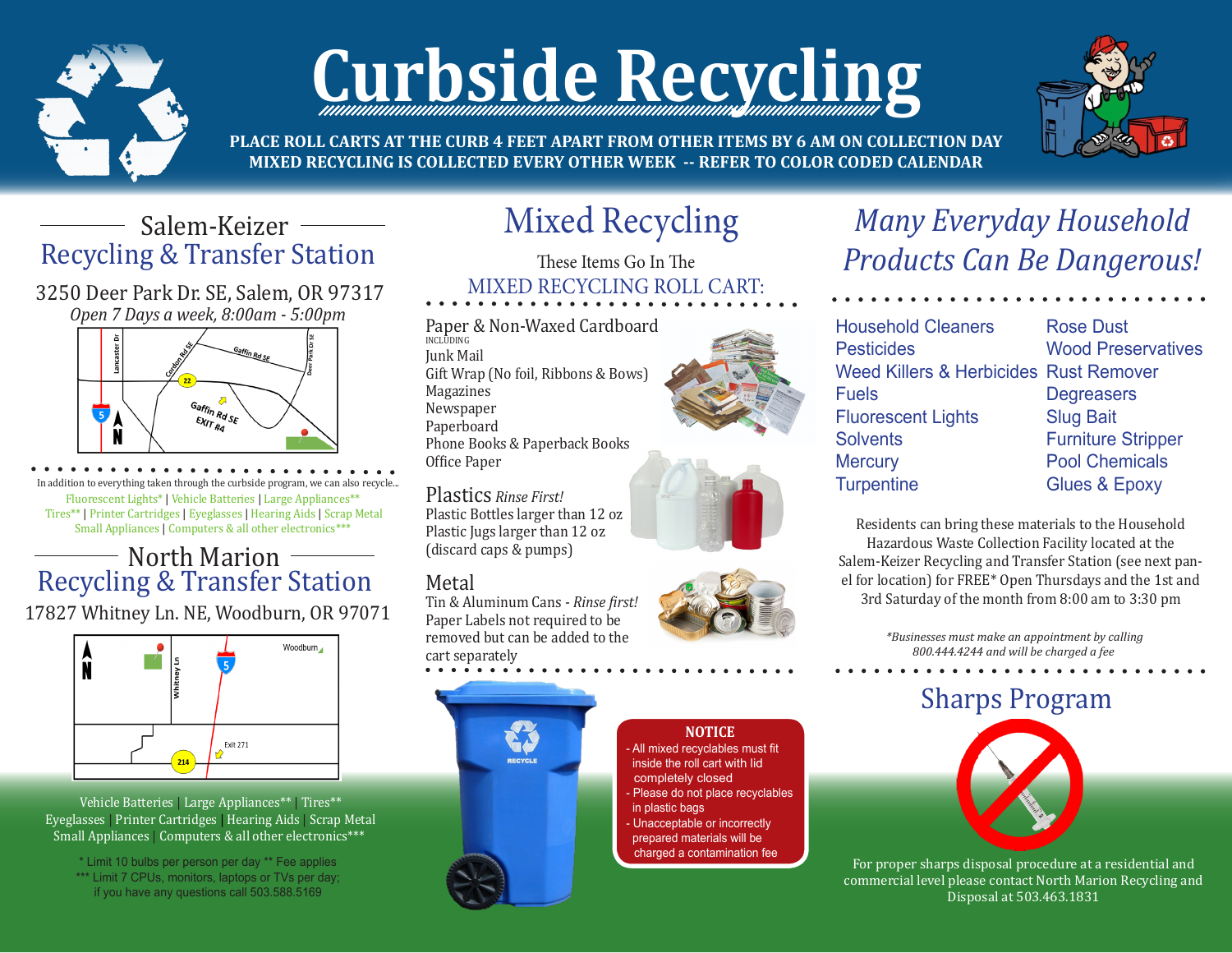# Curbside Recycling

**PLACE ROLL CARTS AT THE CURB 4 FEET APART FROM OTHER ITEMS BY 6 AM ON COLLECTION DAY**
**MIXED RECYCLING IS COLLECTED EVERY OTHER WEEK -- REFER TO COLOR CODED CALENDAR**

## Salem-Keizer Recycling & Transfer Station

3250 Deer Park Dr. SE, Salem, OR 97317
*Open 7 Days a week, 8:00am - 5:00pm*

In addition to everything taken through the curbside program, we can also recycle...
Fluorescent Lights* | Vehicle Batteries | Large Appliances** | Tires** | Printer Cartridges | Eyeglasses | Hearing Aids | Scrap Metal | Small Appliances | Computers & all other electronics***

## North Marion Recycling & Transfer Station

17827 Whitney Ln. NE, Woodburn, OR 97071

Vehicle Batteries | Large Appliances** | Tires** | Eyeglasses | Printer Cartridges | Hearing Aids | Scrap Metal | Small Appliances | Computers & all other electronics***

\* Limit 10 bulbs per person per day ** Fee applies
\*\*\* Limit 7 CPUs, monitors, laptops or TVs per day;
if you have any questions call 503.588.5169

## Mixed Recycling

These Items Go In The
MIXED RECYCLING ROLL CART:

### Paper & Non-Waxed Cardboard

INCLUDING
- Junk Mail
- Gift Wrap (No foil, Ribbons & Bows)
- Magazines
- Newspaper
- Paperboard
- Phone Books & Paperback Books
- Office Paper

### Plastics *Rinse First!*

- Plastic Bottles larger than 12 oz
- Plastic Jugs larger than 12 oz
- (discard caps & pumps)

### Metal

Tin & Aluminum Cans - *Rinse first!* Paper Labels not required to be removed but can be added to the cart separately

**NOTICE**
- All mixed recyclables must fit inside the roll cart with lid completely closed
- Please do not place recyclables in plastic bags
- Unacceptable or incorrectly prepared materials will be charged a contamination fee

## *Many Everyday Household Products Can Be Dangerous!*

- Household Cleaners
- Pesticides
- Weed Killers & Herbicides
- Fuels
- Fluorescent Lights
- Solvents
- Mercury
- Turpentine
- Rose Dust
- Wood Preservatives
- Rust Remover
- Degreasers
- Slug Bait
- Furniture Stripper
- Pool Chemicals
- Glues & Epoxy

Residents can bring these materials to the Household Hazardous Waste Collection Facility located at the Salem-Keizer Recycling and Transfer Station (see next panel for location) for FREE* Open Thursdays and the 1st and 3rd Saturday of the month from 8:00 am to 3:30 pm

*\*Businesses must make an appointment by calling 800.444.4244 and will be charged a fee*

## Sharps Program

For proper sharps disposal procedure at a residential and commercial level please contact North Marion Recycling and Disposal at 503.463.1831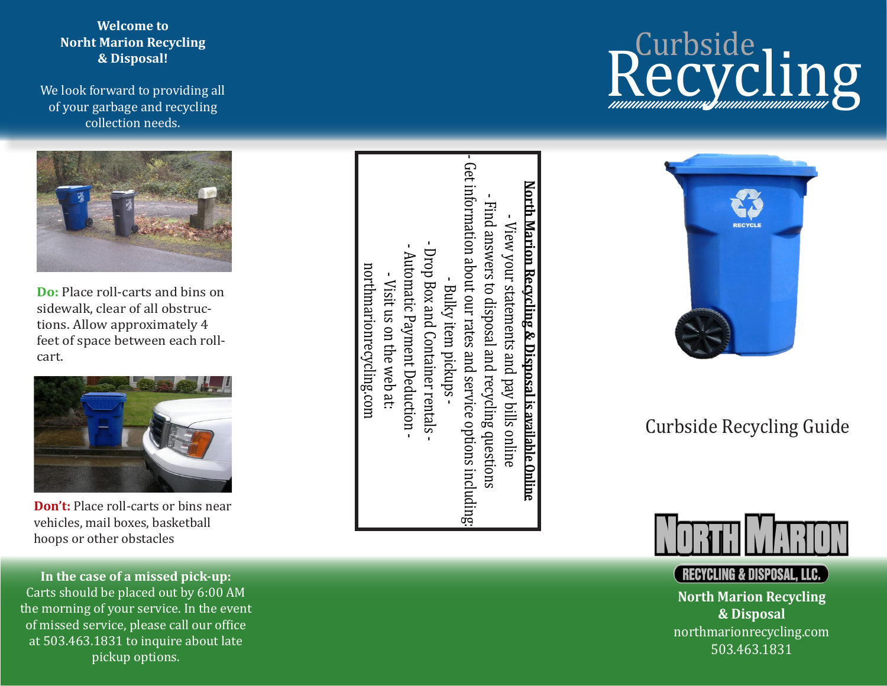**Welcome to**
**Norht Marion Recycling**
**& Disposal!**

We look forward to providing all of your garbage and recycling collection needs.

**Do:** Place roll-carts and bins on sidewalk, clear of all obstructions. Allow approximately 4 feet of space between each roll-cart.

**Don't:** Place roll-carts or bins near vehicles, mail boxes, basketball hoops or other obstacles

**In the case of a missed pick-up:**
Carts should be placed out by 6:00 AM the morning of your service. In the event of missed service, please call our office at 503.463.1831 to inquire about late pickup options.

**North Marion Recycling & Disposal is available Online**

- View your statements and pay bills online
- Find answers to disposal and recycling questions
- Get information about our rates and service options including:
  - Bulky item pickups -
  - Drop Box and Container rentals -
  - Automatic Payment Deduction -
- Visit us on the web at:

northmarionrecycling.com

# Curbside Recycling

Curbside Recycling Guide

NORTH MARION
RECYCLING & DISPOSAL, LLC.

**North Marion Recycling & Disposal**
northmarionrecycling.com
503.463.1831